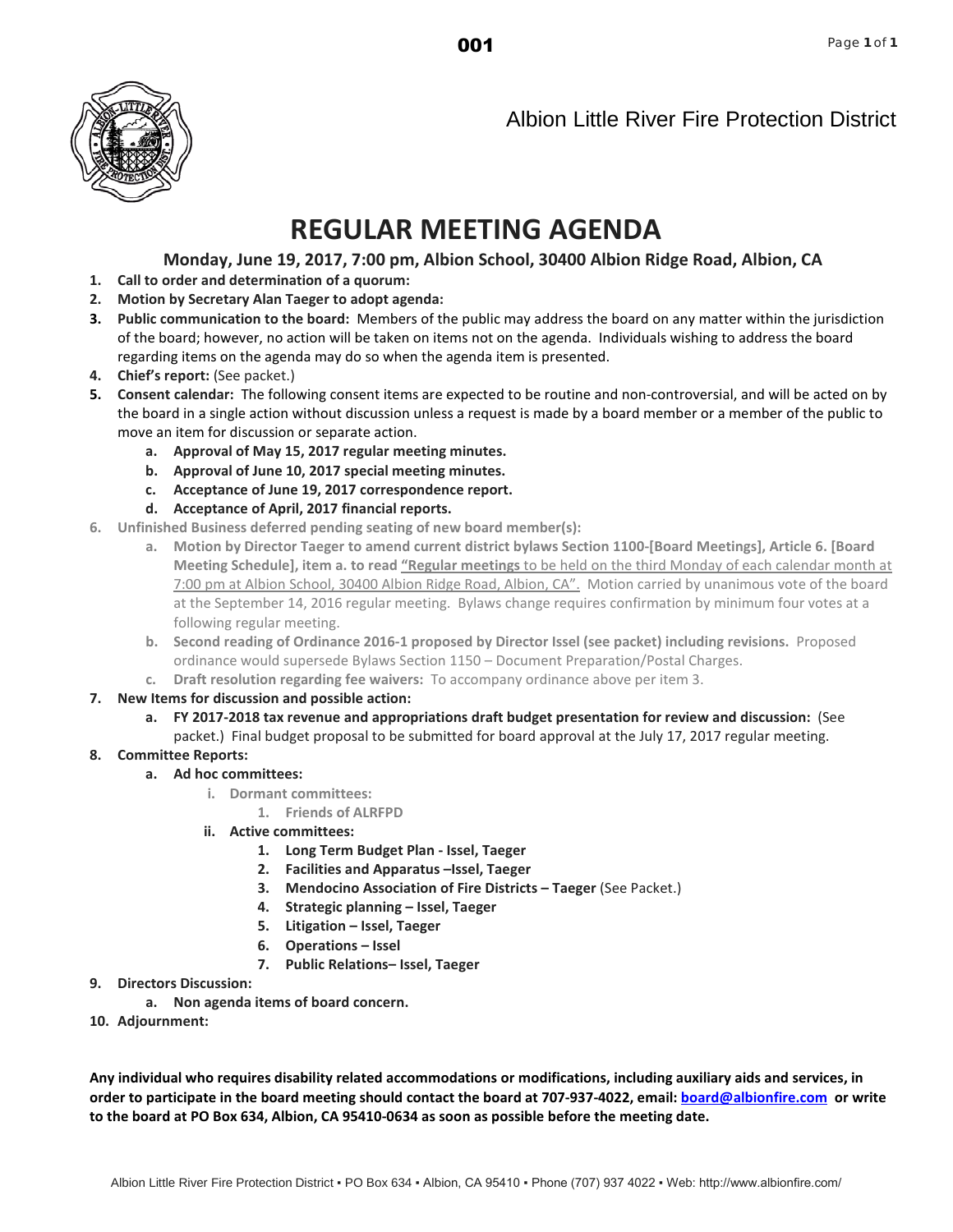Albion Little River Fire Protection District

# REGULAR MEETING AGENDA

### Monday, June 19, 2017, 7:00 pm, Albion School, 30400 Albion Ridge Road, Albion, CA

1. **Call to order and determination of a quorum:**
2. **Motion by Secretary Alan Taeger to adopt agenda:**
3. **Public communication to the board:** Members of the public may address the board on any matter within the jurisdiction of the board; however, no action will be taken on items not on the agenda. Individuals wishing to address the board regarding items on the agenda may do so when the agenda item is presented.
4. **Chief's report:** (See packet.)
5. **Consent calendar:** The following consent items are expected to be routine and non-controversial, and will be acted on by the board in a single action without discussion unless a request is made by a board member or a member of the public to move an item for discussion or separate action.
   a. **Approval of May 15, 2017 regular meeting minutes.**
   b. **Approval of June 10, 2017 special meeting minutes.**
   c. **Acceptance of June 19, 2017 correspondence report.**
   d. **Acceptance of April, 2017 financial reports.**
6. **Unfinished Business deferred pending seating of new board member(s):**
   a. **Motion by Director Taeger to amend current district bylaws Section 1100-[Board Meetings], Article 6. [Board Meeting Schedule], item a. to read "Regular meetings** to be held on the third Monday of each calendar month at 7:00 pm at Albion School, 30400 Albion Ridge Road, Albion, CA". Motion carried by unanimous vote of the board at the September 14, 2016 regular meeting. Bylaws change requires confirmation by minimum four votes at a following regular meeting.
   b. **Second reading of Ordinance 2016-1 proposed by Director Issel (see packet) including revisions.** Proposed ordinance would supersede Bylaws Section 1150 – Document Preparation/Postal Charges.
   c. **Draft resolution regarding fee waivers:** To accompany ordinance above per item 3.
7. **New Items for discussion and possible action:**
   a. **FY 2017-2018 tax revenue and appropriations draft budget presentation for review and discussion:** (See packet.) Final budget proposal to be submitted for board approval at the July 17, 2017 regular meeting.
8. **Committee Reports:**
   a. **Ad hoc committees:**
      i. **Dormant committees:**
         1. **Friends of ALRFPD**
      ii. **Active committees:**
         1. **Long Term Budget Plan - Issel, Taeger**
         2. **Facilities and Apparatus –Issel, Taeger**
         3. **Mendocino Association of Fire Districts – Taeger** (See Packet.)
         4. **Strategic planning – Issel, Taeger**
         5. **Litigation – Issel, Taeger**
         6. **Operations – Issel**
         7. **Public Relations– Issel, Taeger**
9. **Directors Discussion:**
   a. **Non agenda items of board concern.**
10. **Adjournment:**

**Any individual who requires disability related accommodations or modifications, including auxiliary aids and services, in order to participate in the board meeting should contact the board at 707-937-4022, email: board@albionfire.com or write to the board at PO Box 634, Albion, CA 95410-0634 as soon as possible before the meeting date.**

Albion Little River Fire Protection District ▪ PO Box 634 ▪ Albion, CA 95410 ▪ Phone (707) 937 4022 ▪ Web: http://www.albionfire.com/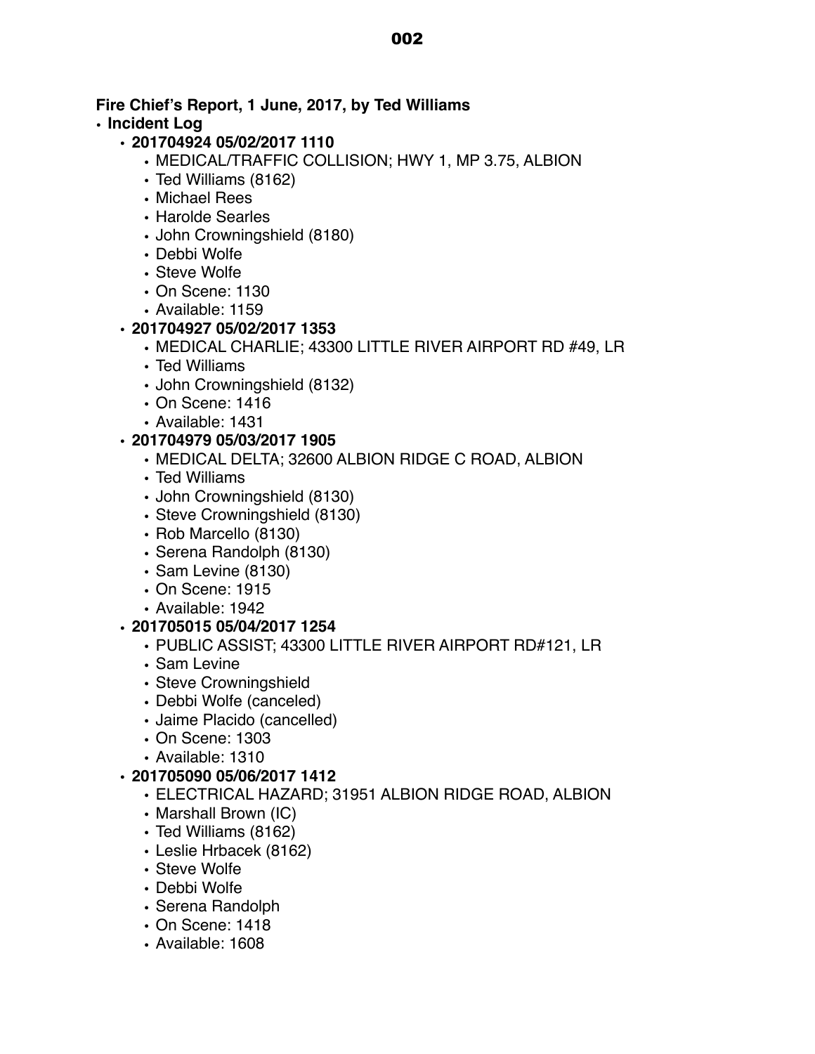**Fire Chief's Report, 1 June, 2017, by Ted Williams**

- **Incident Log**
  - **201704924 05/02/2017 1110**
    - MEDICAL/TRAFFIC COLLISION; HWY 1, MP 3.75, ALBION
    - Ted Williams (8162)
    - Michael Rees
    - Harolde Searles
    - John Crowningshield (8180)
    - Debbi Wolfe
    - Steve Wolfe
    - On Scene: 1130
    - Available: 1159
  - **201704927 05/02/2017 1353**
    - MEDICAL CHARLIE; 43300 LITTLE RIVER AIRPORT RD #49, LR
    - Ted Williams
    - John Crowningshield (8132)
    - On Scene: 1416
    - Available: 1431
  - **201704979 05/03/2017 1905**
    - MEDICAL DELTA; 32600 ALBION RIDGE C ROAD, ALBION
    - Ted Williams
    - John Crowningshield (8130)
    - Steve Crowningshield (8130)
    - Rob Marcello (8130)
    - Serena Randolph (8130)
    - Sam Levine (8130)
    - On Scene: 1915
    - Available: 1942
  - **201705015 05/04/2017 1254**
    - PUBLIC ASSIST; 43300 LITTLE RIVER AIRPORT RD#121, LR
    - Sam Levine
    - Steve Crowningshield
    - Debbi Wolfe (canceled)
    - Jaime Placido (cancelled)
    - On Scene: 1303
    - Available: 1310
  - **201705090 05/06/2017 1412**
    - ELECTRICAL HAZARD; 31951 ALBION RIDGE ROAD, ALBION
    - Marshall Brown (IC)
    - Ted Williams (8162)
    - Leslie Hrbacek (8162)
    - Steve Wolfe
    - Debbi Wolfe
    - Serena Randolph
    - On Scene: 1418
    - Available: 1608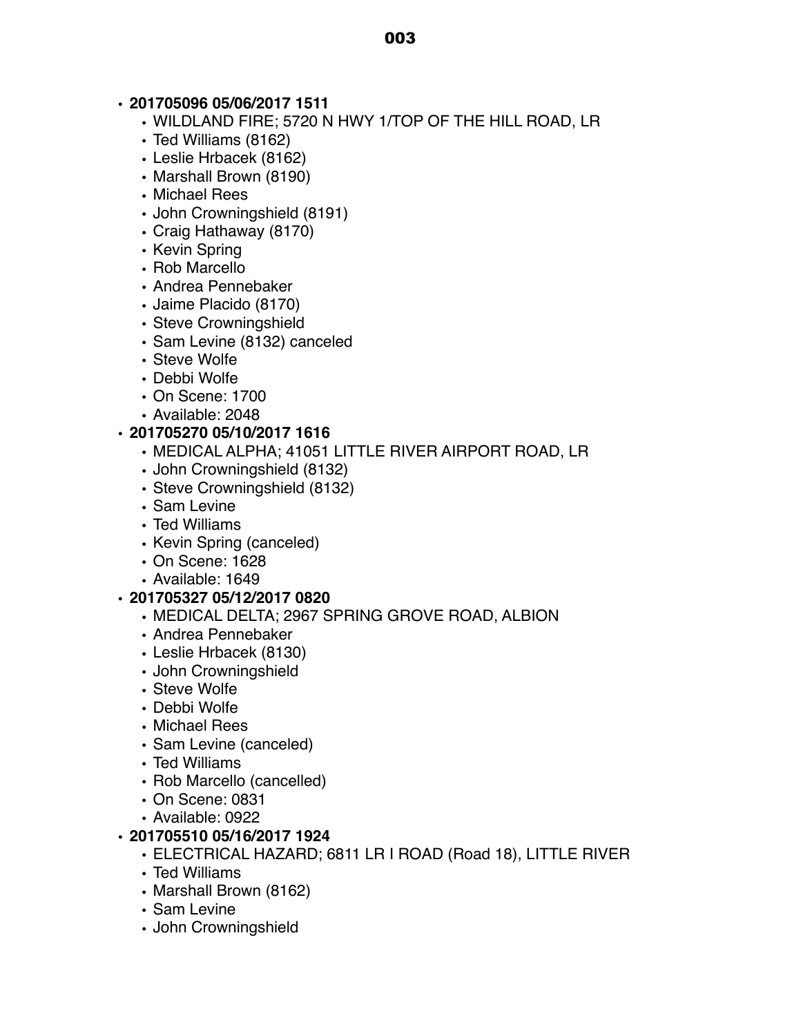- **201705096 05/06/2017 1511**
  - WILDLAND FIRE; 5720 N HWY 1/TOP OF THE HILL ROAD, LR
  - Ted Williams (8162)
  - Leslie Hrbacek (8162)
  - Marshall Brown (8190)
  - Michael Rees
  - John Crowningshield (8191)
  - Craig Hathaway (8170)
  - Kevin Spring
  - Rob Marcello
  - Andrea Pennebaker
  - Jaime Placido (8170)
  - Steve Crowningshield
  - Sam Levine (8132) canceled
  - Steve Wolfe
  - Debbi Wolfe
  - On Scene: 1700
  - Available: 2048
- **201705270 05/10/2017 1616**
  - MEDICAL ALPHA; 41051 LITTLE RIVER AIRPORT ROAD, LR
  - John Crowningshield (8132)
  - Steve Crowningshield (8132)
  - Sam Levine
  - Ted Williams
  - Kevin Spring (canceled)
  - On Scene: 1628
  - Available: 1649
- **201705327 05/12/2017 0820**
  - MEDICAL DELTA; 2967 SPRING GROVE ROAD, ALBION
  - Andrea Pennebaker
  - Leslie Hrbacek (8130)
  - John Crowningshield
  - Steve Wolfe
  - Debbi Wolfe
  - Michael Rees
  - Sam Levine (canceled)
  - Ted Williams
  - Rob Marcello (cancelled)
  - On Scene: 0831
  - Available: 0922
- **201705510 05/16/2017 1924**
  - ELECTRICAL HAZARD; 6811 LR I ROAD (Road 18), LITTLE RIVER
  - Ted Williams
  - Marshall Brown (8162)
  - Sam Levine
  - John Crowningshield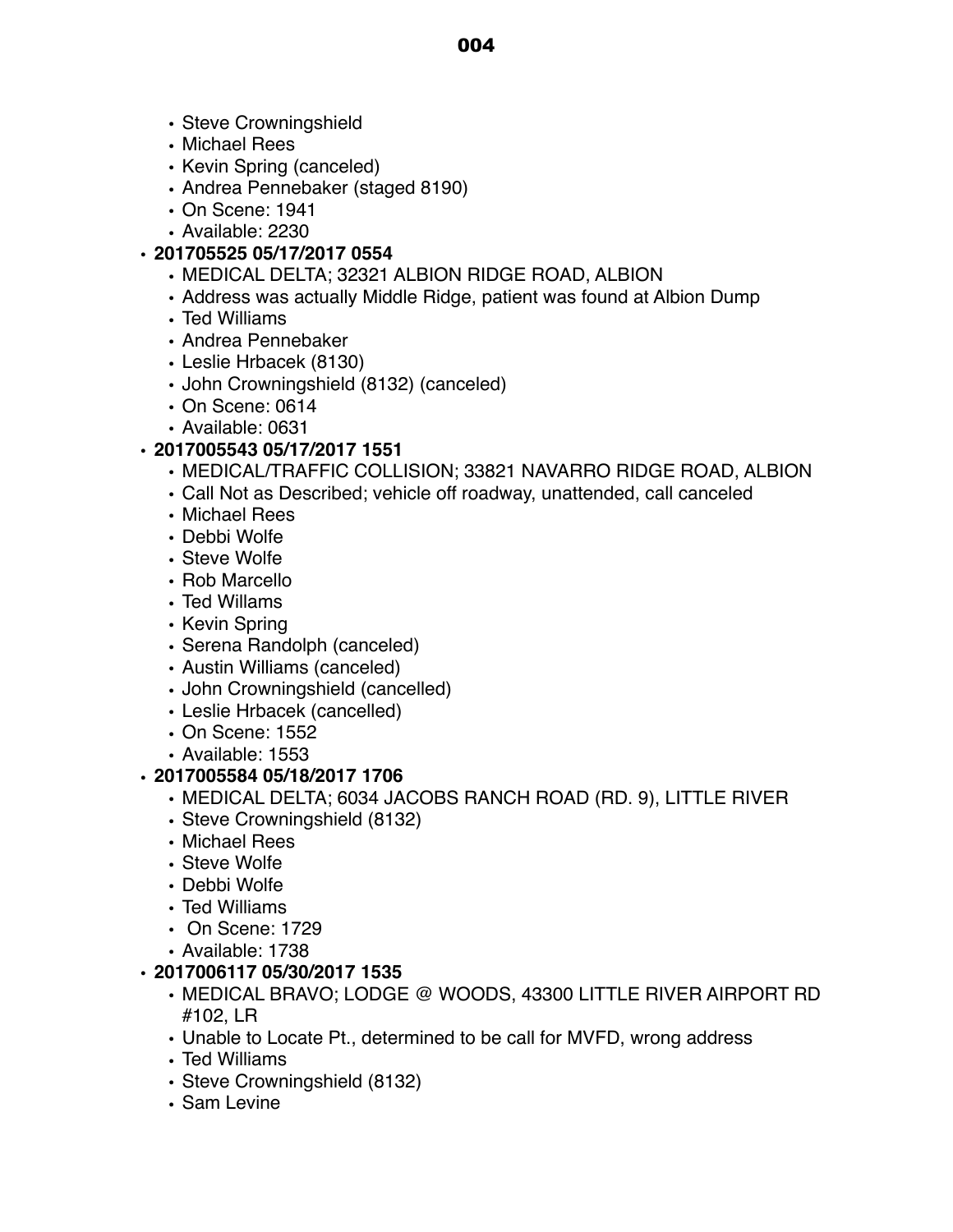- Steve Crowningshield
  - Michael Rees
  - Kevin Spring (canceled)
  - Andrea Pennebaker (staged 8190)
  - On Scene: 1941
  - Available: 2230
- **201705525 05/17/2017 0554**
  - MEDICAL DELTA; 32321 ALBION RIDGE ROAD, ALBION
  - Address was actually Middle Ridge, patient was found at Albion Dump
  - Ted Williams
  - Andrea Pennebaker
  - Leslie Hrbacek (8130)
  - John Crowningshield (8132) (canceled)
  - On Scene: 0614
  - Available: 0631
- **2017005543 05/17/2017 1551**
  - MEDICAL/TRAFFIC COLLISION; 33821 NAVARRO RIDGE ROAD, ALBION
  - Call Not as Described; vehicle off roadway, unattended, call canceled
  - Michael Rees
  - Debbi Wolfe
  - Steve Wolfe
  - Rob Marcello
  - Ted Willams
  - Kevin Spring
  - Serena Randolph (canceled)
  - Austin Williams (canceled)
  - John Crowningshield (cancelled)
  - Leslie Hrbacek (cancelled)
  - On Scene: 1552
  - Available: 1553
- **2017005584 05/18/2017 1706**
  - MEDICAL DELTA; 6034 JACOBS RANCH ROAD (RD. 9), LITTLE RIVER
  - Steve Crowningshield (8132)
  - Michael Rees
  - Steve Wolfe
  - Debbi Wolfe
  - Ted Williams
  - On Scene: 1729
  - Available: 1738
- **2017006117 05/30/2017 1535**
  - MEDICAL BRAVO; LODGE @ WOODS, 43300 LITTLE RIVER AIRPORT RD #102, LR
  - Unable to Locate Pt., determined to be call for MVFD, wrong address
  - Ted Williams
  - Steve Crowningshield (8132)
  - Sam Levine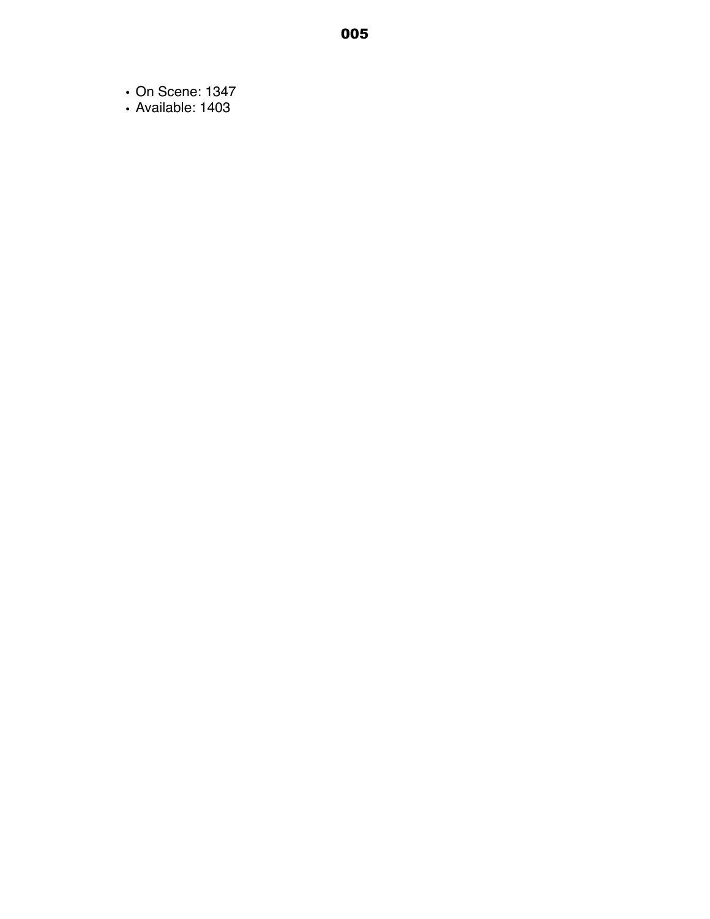# 005

- On Scene: 1347
- Available: 1403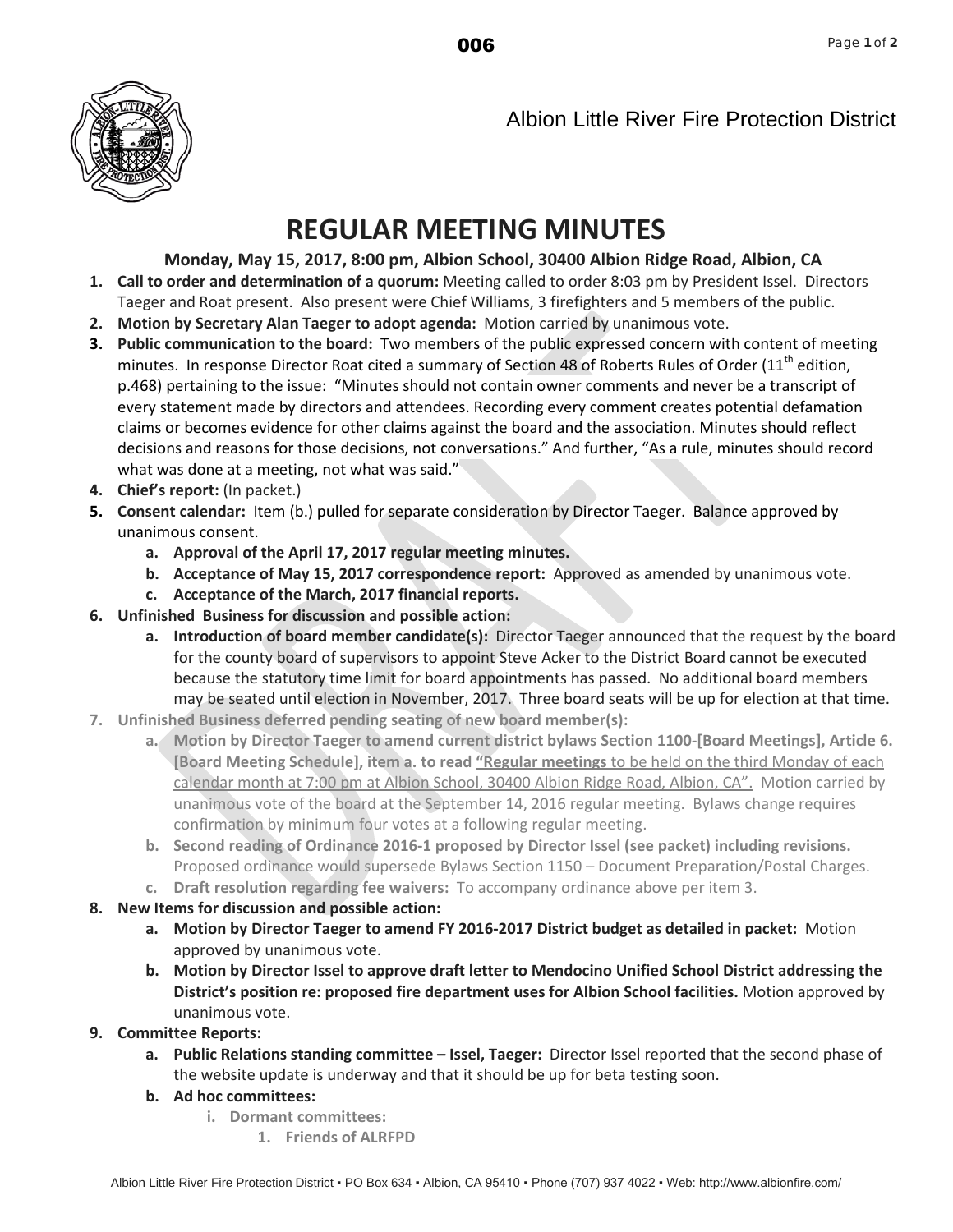Albion Little River Fire Protection District

# REGULAR MEETING MINUTES

### Monday, May 15, 2017, 8:00 pm, Albion School, 30400 Albion Ridge Road, Albion, CA

1. **Call to order and determination of a quorum:** Meeting called to order 8:03 pm by President Issel. Directors Taeger and Roat present. Also present were Chief Williams, 3 firefighters and 5 members of the public.
2. **Motion by Secretary Alan Taeger to adopt agenda:** Motion carried by unanimous vote.
3. **Public communication to the board:** Two members of the public expressed concern with content of meeting minutes. In response Director Roat cited a summary of Section 48 of Roberts Rules of Order (11th edition, p.468) pertaining to the issue: "Minutes should not contain owner comments and never be a transcript of every statement made by directors and attendees. Recording every comment creates potential defamation claims or becomes evidence for other claims against the board and the association. Minutes should reflect decisions and reasons for those decisions, not conversations." And further, "As a rule, minutes should record what was done at a meeting, not what was said."
4. **Chief's report:** (In packet.)
5. **Consent calendar:** Item (b.) pulled for separate consideration by Director Taeger. Balance approved by unanimous consent.
   a. **Approval of the April 17, 2017 regular meeting minutes.**
   b. **Acceptance of May 15, 2017 correspondence report:** Approved as amended by unanimous vote.
   c. **Acceptance of the March, 2017 financial reports.**
6. **Unfinished Business for discussion and possible action:**
   a. **Introduction of board member candidate(s):** Director Taeger announced that the request by the board for the county board of supervisors to appoint Steve Acker to the District Board cannot be executed because the statutory time limit for board appointments has passed. No additional board members may be seated until election in November, 2017. Three board seats will be up for election at that time.
7. **Unfinished Business deferred pending seating of new board member(s):**
   a. **Motion by Director Taeger to amend current district bylaws Section 1100-[Board Meetings], Article 6. [Board Meeting Schedule], item a. to read "Regular meetings to be held on the third Monday of each calendar month at 7:00 pm at Albion School, 30400 Albion Ridge Road, Albion, CA".** Motion carried by unanimous vote of the board at the September 14, 2016 regular meeting. Bylaws change requires confirmation by minimum four votes at a following regular meeting.
   b. **Second reading of Ordinance 2016-1 proposed by Director Issel (see packet) including revisions.** Proposed ordinance would supersede Bylaws Section 1150 – Document Preparation/Postal Charges.
   c. **Draft resolution regarding fee waivers:** To accompany ordinance above per item 3.
8. **New Items for discussion and possible action:**
   a. **Motion by Director Taeger to amend FY 2016-2017 District budget as detailed in packet:** Motion approved by unanimous vote.
   b. **Motion by Director Issel to approve draft letter to Mendocino Unified School District addressing the District's position re: proposed fire department uses for Albion School facilities.** Motion approved by unanimous vote.
9. **Committee Reports:**
   a. **Public Relations standing committee – Issel, Taeger:** Director Issel reported that the second phase of the website update is underway and that it should be up for beta testing soon.
   b. **Ad hoc committees:**
      i. **Dormant committees:**
         1. **Friends of ALRFPD**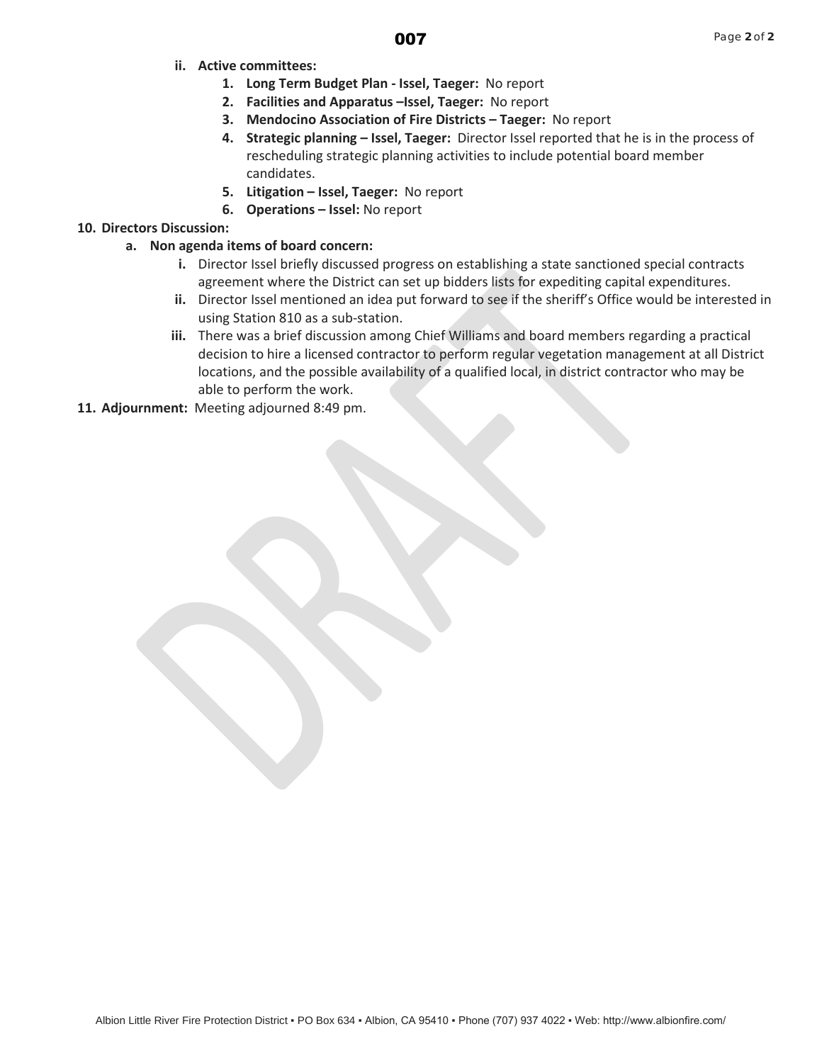- ii. **Active committees:**
  1. **Long Term Budget Plan - Issel, Taeger:** No report
  2. **Facilities and Apparatus –Issel, Taeger:** No report
  3. **Mendocino Association of Fire Districts – Taeger:** No report
  4. **Strategic planning – Issel, Taeger:** Director Issel reported that he is in the process of rescheduling strategic planning activities to include potential board member candidates.
  5. **Litigation – Issel, Taeger:** No report
  6. **Operations – Issel:** No report

**10. Directors Discussion:**

- a. **Non agenda items of board concern:**
  - i. Director Issel briefly discussed progress on establishing a state sanctioned special contracts agreement where the District can set up bidders lists for expediting capital expenditures.
  - ii. Director Issel mentioned an idea put forward to see if the sheriff's Office would be interested in using Station 810 as a sub-station.
  - iii. There was a brief discussion among Chief Williams and board members regarding a practical decision to hire a licensed contractor to perform regular vegetation management at all District locations, and the possible availability of a qualified local, in district contractor who may be able to perform the work.

**11. Adjournment:** Meeting adjourned 8:49 pm.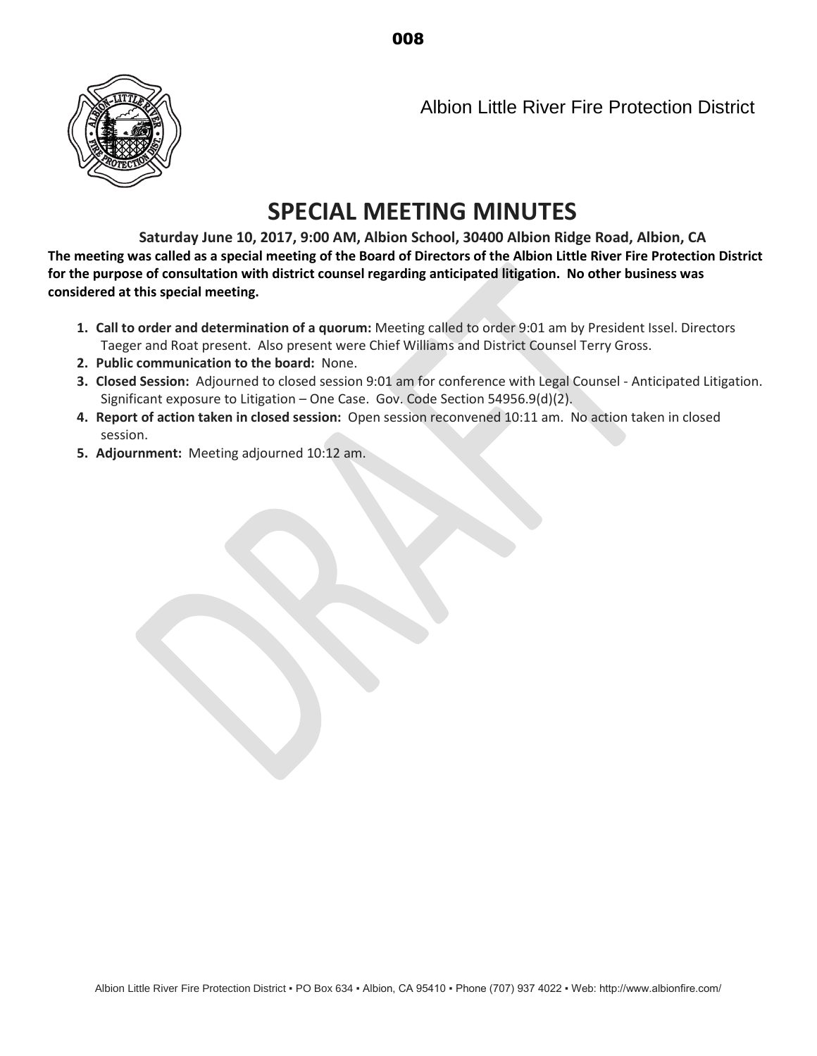Albion Little River Fire Protection District

# SPECIAL MEETING MINUTES

**Saturday June 10, 2017, 9:00 AM, Albion School, 30400 Albion Ridge Road, Albion, CA**

**The meeting was called as a special meeting of the Board of Directors of the Albion Little River Fire Protection District for the purpose of consultation with district counsel regarding anticipated litigation. No other business was considered at this special meeting.**

1. **Call to order and determination of a quorum:** Meeting called to order 9:01 am by President Issel. Directors Taeger and Roat present. Also present were Chief Williams and District Counsel Terry Gross.
2. **Public communication to the board:** None.
3. **Closed Session:** Adjourned to closed session 9:01 am for conference with Legal Counsel - Anticipated Litigation. Significant exposure to Litigation – One Case. Gov. Code Section 54956.9(d)(2).
4. **Report of action taken in closed session:** Open session reconvened 10:11 am. No action taken in closed session.
5. **Adjournment:** Meeting adjourned 10:12 am.

Albion Little River Fire Protection District ▪ PO Box 634 ▪ Albion, CA 95410 ▪ Phone (707) 937 4022 ▪ Web: http://www.albionfire.com/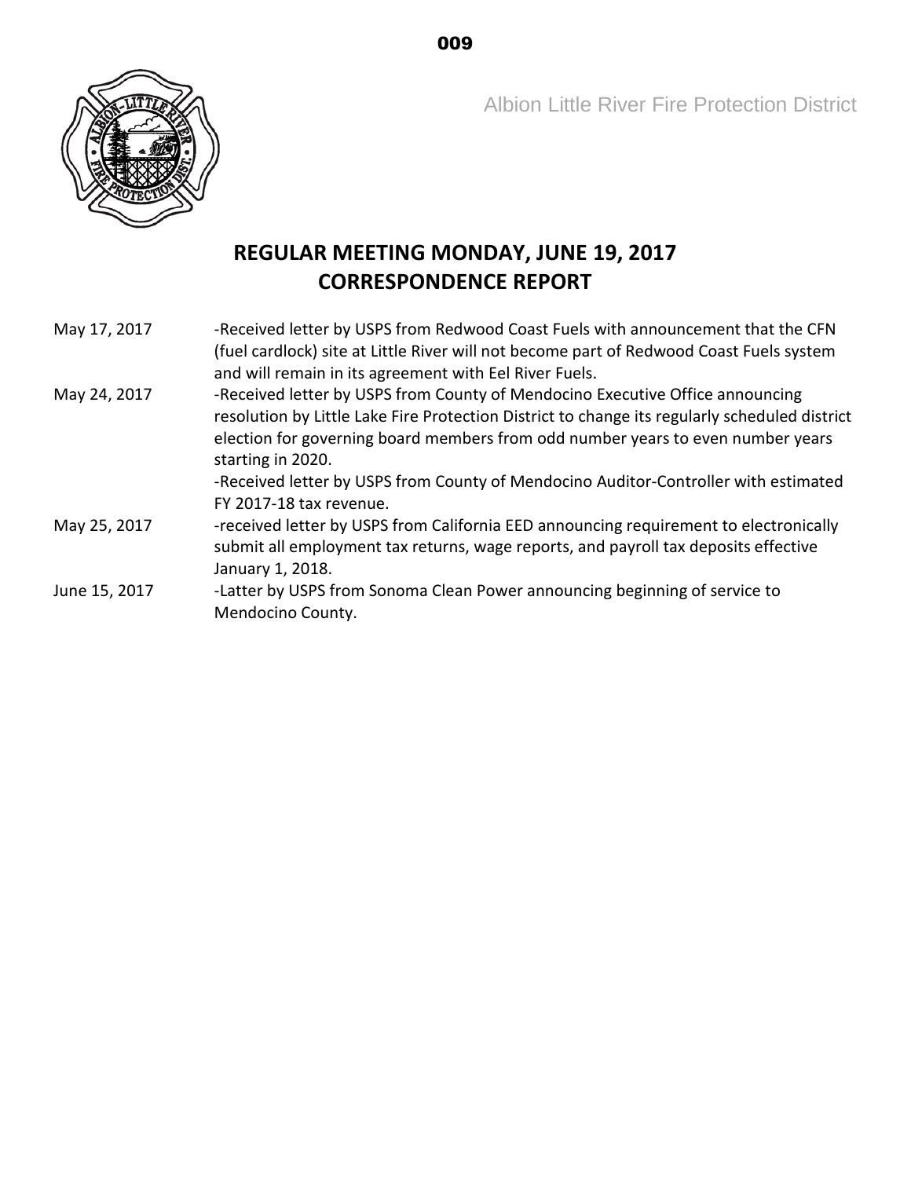Albion Little River Fire Protection District

# REGULAR MEETING MONDAY, JUNE 19, 2017
# CORRESPONDENCE REPORT

| | |
|---|---|
| May 17, 2017 | -Received letter by USPS from Redwood Coast Fuels with announcement that the CFN (fuel cardlock) site at Little River will not become part of Redwood Coast Fuels system and will remain in its agreement with Eel River Fuels. |
| May 24, 2017 | -Received letter by USPS from County of Mendocino Executive Office announcing resolution by Little Lake Fire Protection District to change its regularly scheduled district election for governing board members from odd number years to even number years starting in 2020.<br>-Received letter by USPS from County of Mendocino Auditor-Controller with estimated FY 2017-18 tax revenue. |
| May 25, 2017 | -received letter by USPS from California EED announcing requirement to electronically submit all employment tax returns, wage reports, and payroll tax deposits effective January 1, 2018. |
| June 15, 2017 | -Latter by USPS from Sonoma Clean Power announcing beginning of service to Mendocino County. |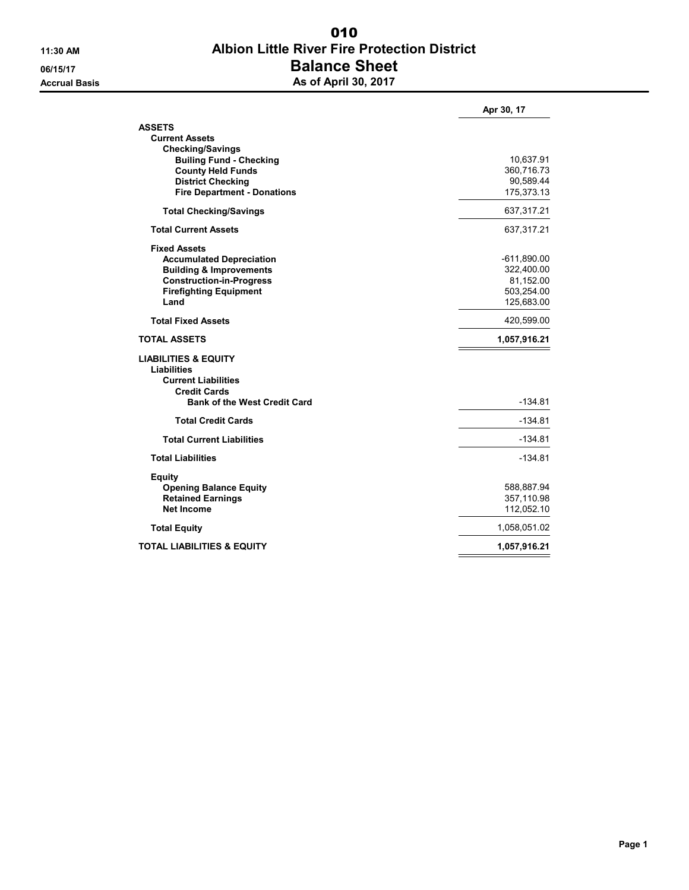# 010

# Albion Little River Fire Protection District

## Balance Sheet

### As of April 30, 2017

11:30 AM
06/15/17
Accrual Basis

| | Apr 30, 17 |
|---|---|
| **ASSETS** | |
| **Current Assets** | |
| **Checking/Savings** | |
| **Builing Fund - Checking** | 10,637.91 |
| **County Held Funds** | 360,716.73 |
| **District Checking** | 90,589.44 |
| **Fire Department - Donations** | 175,373.13 |
| **Total Checking/Savings** | 637,317.21 |
| **Total Current Assets** | 637,317.21 |
| **Fixed Assets** | |
| **Accumulated Depreciation** | -611,890.00 |
| **Building & Improvements** | 322,400.00 |
| **Construction-in-Progress** | 81,152.00 |
| **Firefighting Equipment** | 503,254.00 |
| **Land** | 125,683.00 |
| **Total Fixed Assets** | 420,599.00 |
| **TOTAL ASSETS** | **1,057,916.21** |
| **LIABILITIES & EQUITY** | |
| **Liabilities** | |
| **Current Liabilities** | |
| **Credit Cards** | |
| **Bank of the West Credit Card** | -134.81 |
| **Total Credit Cards** | -134.81 |
| **Total Current Liabilities** | -134.81 |
| **Total Liabilities** | -134.81 |
| **Equity** | |
| **Opening Balance Equity** | 588,887.94 |
| **Retained Earnings** | 357,110.98 |
| **Net Income** | 112,052.10 |
| **Total Equity** | 1,058,051.02 |
| **TOTAL LIABILITIES & EQUITY** | **1,057,916.21** |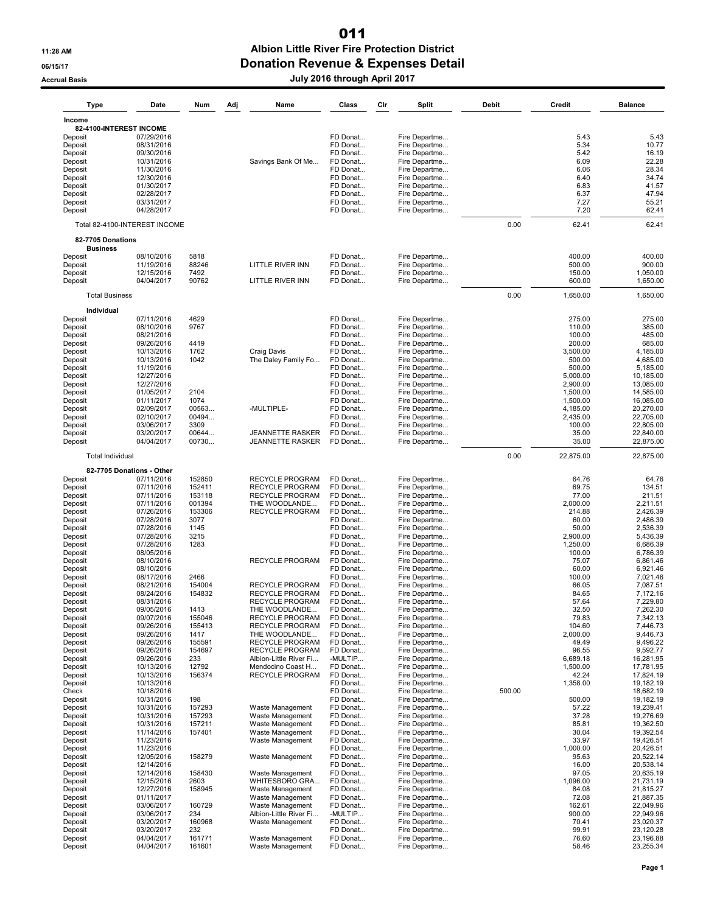# 011

**Albion Little River Fire Protection District**

**Donation Revenue & Expenses Detail**

**July 2016 through April 2017**

11:28 AM
06/15/17
Accrual Basis

| Type | Date | Num | Adj | Name | Class | Clr | Split | Debit | Credit | Balance |
|---|---|---|---|---|---|---|---|---|---|---|
| **Income** | | | | | | | | | | |
| **82-4100-INTEREST INCOME** | | | | | | | | | | |
| Deposit | 07/29/2016 | | | | FD Donat... | | Fire Departme... | | 5.43 | 5.43 |
| Deposit | 08/31/2016 | | | | FD Donat... | | Fire Departme... | | 5.34 | 10.77 |
| Deposit | 09/30/2016 | | | | FD Donat... | | Fire Departme... | | 5.42 | 16.19 |
| Deposit | 10/31/2016 | | | Savings Bank Of Me... | FD Donat... | | Fire Departme... | | 6.09 | 22.28 |
| Deposit | 11/30/2016 | | | | FD Donat... | | Fire Departme... | | 6.06 | 28.34 |
| Deposit | 12/30/2016 | | | | FD Donat... | | Fire Departme... | | 6.40 | 34.74 |
| Deposit | 01/30/2017 | | | | FD Donat... | | Fire Departme... | | 6.83 | 41.57 |
| Deposit | 02/28/2017 | | | | FD Donat... | | Fire Departme... | | 6.37 | 47.94 |
| Deposit | 03/31/2017 | | | | FD Donat... | | Fire Departme... | | 7.27 | 55.21 |
| Deposit | 04/28/2017 | | | | FD Donat... | | Fire Departme... | | 7.20 | 62.41 |
| Total 82-4100-INTEREST INCOME | | | | | | | | 0.00 | 62.41 | 62.41 |
| **82-7705 Donations** | | | | | | | | | | |
| **Business** | | | | | | | | | | |
| Deposit | 08/10/2016 | 5818 | | | FD Donat... | | Fire Departme... | | 400.00 | 400.00 |
| Deposit | 11/19/2016 | 88246 | | LITTLE RIVER INN | FD Donat... | | Fire Departme... | | 500.00 | 900.00 |
| Deposit | 12/15/2016 | 7492 | | | FD Donat... | | Fire Departme... | | 150.00 | 1,050.00 |
| Deposit | 04/04/2017 | 90762 | | LITTLE RIVER INN | FD Donat... | | Fire Departme... | | 600.00 | 1,650.00 |
| Total Business | | | | | | | | 0.00 | 1,650.00 | 1,650.00 |
| **Individual** | | | | | | | | | | |
| Deposit | 07/11/2016 | 4629 | | | FD Donat... | | Fire Departme... | | 275.00 | 275.00 |
| Deposit | 08/10/2016 | 9767 | | | FD Donat... | | Fire Departme... | | 110.00 | 385.00 |
| Deposit | 08/21/2016 | | | | FD Donat... | | Fire Departme... | | 100.00 | 485.00 |
| Deposit | 09/26/2016 | 4419 | | | FD Donat... | | Fire Departme... | | 200.00 | 685.00 |
| Deposit | 10/13/2016 | 1762 | | Craig Davis | FD Donat... | | Fire Departme... | | 3,500.00 | 4,185.00 |
| Deposit | 10/13/2016 | 1042 | | The Daley Family Fo... | FD Donat... | | Fire Departme... | | 500.00 | 4,685.00 |
| Deposit | 11/19/2016 | | | | FD Donat... | | Fire Departme... | | 500.00 | 5,185.00 |
| Deposit | 12/27/2016 | | | | FD Donat... | | Fire Departme... | | 5,000.00 | 10,185.00 |
| Deposit | 12/27/2016 | | | | FD Donat... | | Fire Departme... | | 2,900.00 | 13,085.00 |
| Deposit | 01/05/2017 | 2104 | | | FD Donat... | | Fire Departme... | | 1,500.00 | 14,585.00 |
| Deposit | 01/11/2017 | 1074 | | | FD Donat... | | Fire Departme... | | 1,500.00 | 16,085.00 |
| Deposit | 02/09/2017 | 00563... | | -MULTIPLE- | FD Donat... | | Fire Departme... | | 4,185.00 | 20,270.00 |
| Deposit | 02/10/2017 | 00494... | | | FD Donat... | | Fire Departme... | | 2,435.00 | 22,705.00 |
| Deposit | 03/06/2017 | 3309 | | | FD Donat... | | Fire Departme... | | 100.00 | 22,805.00 |
| Deposit | 03/20/2017 | 00644... | | JEANNETTE RASKER | FD Donat... | | Fire Departme... | | 35.00 | 22,840.00 |
| Deposit | 04/04/2017 | 00730... | | JEANNETTE RASKER | FD Donat... | | Fire Departme... | | 35.00 | 22,875.00 |
| Total Individual | | | | | | | | 0.00 | 22,875.00 | 22,875.00 |
| **82-7705 Donations - Other** | | | | | | | | | | |
| Deposit | 07/11/2016 | 152850 | | RECYCLE PROGRAM | FD Donat... | | Fire Departme... | | 64.76 | 64.76 |
| Deposit | 07/11/2016 | 152411 | | RECYCLE PROGRAM | FD Donat... | | Fire Departme... | | 69.75 | 134.51 |
| Deposit | 07/11/2016 | 153118 | | RECYCLE PROGRAM | FD Donat... | | Fire Departme... | | 77.00 | 211.51 |
| Deposit | 07/11/2016 | 001394 | | THE WOODLANDE... | FD Donat... | | Fire Departme... | | 2,000.00 | 2,211.51 |
| Deposit | 07/26/2016 | 153306 | | RECYCLE PROGRAM | FD Donat... | | Fire Departme... | | 214.88 | 2,426.39 |
| Deposit | 07/28/2016 | 3077 | | | FD Donat... | | Fire Departme... | | 60.00 | 2,486.39 |
| Deposit | 07/28/2016 | 1145 | | | FD Donat... | | Fire Departme... | | 50.00 | 2,536.39 |
| Deposit | 07/28/2016 | 3215 | | | FD Donat... | | Fire Departme... | | 2,900.00 | 5,436.39 |
| Deposit | 07/28/2016 | 1283 | | | FD Donat... | | Fire Departme... | | 1,250.00 | 6,686.39 |
| Deposit | 08/05/2016 | | | | FD Donat... | | Fire Departme... | | 100.00 | 6,786.39 |
| Deposit | 08/10/2016 | | | RECYCLE PROGRAM | FD Donat... | | Fire Departme... | | 75.07 | 6,861.46 |
| Deposit | 08/10/2016 | | | | FD Donat... | | Fire Departme... | | 60.00 | 6,921.46 |
| Deposit | 08/17/2016 | 2466 | | | FD Donat... | | Fire Departme... | | 100.00 | 7,021.46 |
| Deposit | 08/21/2016 | 154004 | | RECYCLE PROGRAM | FD Donat... | | Fire Departme... | | 66.05 | 7,087.51 |
| Deposit | 08/24/2016 | 154832 | | RECYCLE PROGRAM | FD Donat... | | Fire Departme... | | 84.65 | 7,172.16 |
| Deposit | 08/31/2016 | | | RECYCLE PROGRAM | FD Donat... | | Fire Departme... | | 57.64 | 7,229.80 |
| Deposit | 09/05/2016 | 1413 | | THE WOODLANDE... | FD Donat... | | Fire Departme... | | 32.50 | 7,262.30 |
| Deposit | 09/07/2016 | 155046 | | RECYCLE PROGRAM | FD Donat... | | Fire Departme... | | 79.83 | 7,342.13 |
| Deposit | 09/26/2016 | 155413 | | RECYCLE PROGRAM | FD Donat... | | Fire Departme... | | 104.60 | 7,446.73 |
| Deposit | 09/26/2016 | 1417 | | THE WOODLANDE... | FD Donat... | | Fire Departme... | | 2,000.00 | 9,446.73 |
| Deposit | 09/26/2016 | 155591 | | RECYCLE PROGRAM | FD Donat... | | Fire Departme... | | 49.49 | 9,496.22 |
| Deposit | 09/26/2016 | 154697 | | RECYCLE PROGRAM | FD Donat... | | Fire Departme... | | 96.55 | 9,592.77 |
| Deposit | 09/26/2016 | 233 | | Albion-Little River Fi... | -MULTIP... | | Fire Departme... | | 6,689.18 | 16,281.95 |
| Deposit | 10/13/2016 | 12792 | | Mendocino Coast H... | FD Donat... | | Fire Departme... | | 1,500.00 | 17,781.95 |
| Deposit | 10/13/2016 | 156374 | | RECYCLE PROGRAM | FD Donat... | | Fire Departme... | | 42.24 | 17,824.19 |
| Deposit | 10/13/2016 | | | | FD Donat... | | Fire Departme... | | 1,358.00 | 19,182.19 |
| Check | 10/18/2016 | | | | FD Donat... | | Fire Departme... | 500.00 | | 18,682.19 |
| Deposit | 10/31/2016 | 198 | | | FD Donat... | | Fire Departme... | | 500.00 | 19,182.19 |
| Deposit | 10/31/2016 | 157293 | | Waste Management | FD Donat... | | Fire Departme... | | 57.22 | 19,239.41 |
| Deposit | 10/31/2016 | 157293 | | Waste Management | FD Donat... | | Fire Departme... | | 37.28 | 19,276.69 |
| Deposit | 10/31/2016 | 157211 | | Waste Management | FD Donat... | | Fire Departme... | | 85.81 | 19,362.50 |
| Deposit | 11/14/2016 | 157401 | | Waste Management | FD Donat... | | Fire Departme... | | 30.04 | 19,392.54 |
| Deposit | 11/23/2016 | | | Waste Management | FD Donat... | | Fire Departme... | | 33.97 | 19,426.51 |
| Deposit | 11/23/2016 | | | | FD Donat... | | Fire Departme... | | 1,000.00 | 20,426.51 |
| Deposit | 12/05/2016 | 158279 | | Waste Management | FD Donat... | | Fire Departme... | | 95.63 | 20,522.14 |
| Deposit | 12/14/2016 | | | | FD Donat... | | Fire Departme... | | 16.00 | 20,538.14 |
| Deposit | 12/14/2016 | 158430 | | Waste Management | FD Donat... | | Fire Departme... | | 97.05 | 20,635.19 |
| Deposit | 12/15/2016 | 2603 | | WHITESBORO GRA... | FD Donat... | | Fire Departme... | | 1,096.00 | 21,731.19 |
| Deposit | 12/27/2016 | 158945 | | Waste Management | FD Donat... | | Fire Departme... | | 84.08 | 21,815.27 |
| Deposit | 01/11/2017 | | | Waste Management | FD Donat... | | Fire Departme... | | 72.08 | 21,887.35 |
| Deposit | 03/06/2017 | 160729 | | Waste Management | FD Donat... | | Fire Departme... | | 162.61 | 22,049.96 |
| Deposit | 03/06/2017 | 234 | | Albion-Little River Fi... | -MULTIP... | | Fire Departme... | | 900.00 | 22,949.96 |
| Deposit | 03/20/2017 | 160968 | | Waste Management | FD Donat... | | Fire Departme... | | 70.41 | 23,020.37 |
| Deposit | 03/20/2017 | 232 | | | FD Donat... | | Fire Departme... | | 99.91 | 23,120.28 |
| Deposit | 04/04/2017 | 161771 | | Waste Management | FD Donat... | | Fire Departme... | | 76.60 | 23,196.88 |
| Deposit | 04/04/2017 | 161601 | | Waste Management | FD Donat... | | Fire Departme... | | 58.46 | 23,255.34 |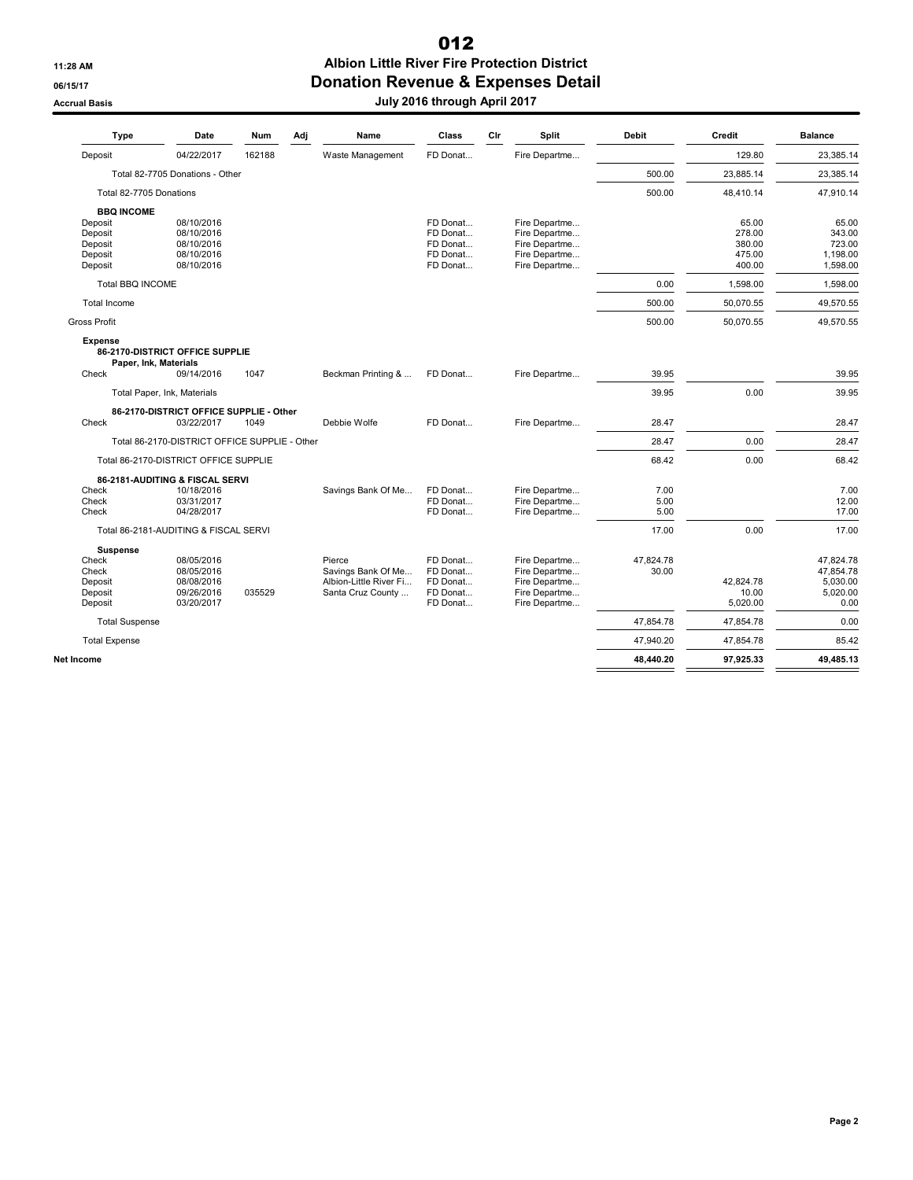# 012

**Albion Little River Fire Protection District**

**Donation Revenue & Expenses Detail**

**July 2016 through April 2017**

11:28 AM
06/15/17
Accrual Basis

| Type | Date | Num | Adj | Name | Class | Clr | Split | Debit | Credit | Balance |
|---|---|---|---|---|---|---|---|---|---|---|
| Deposit | 04/22/2017 | 162188 | | Waste Management | FD Donat... | | Fire Departme... | | 129.80 | 23,385.14 |
| Total 82-7705 Donations - Other | | | | | | | | 500.00 | 23,885.14 | 23,385.14 |
| Total 82-7705 Donations | | | | | | | | 500.00 | 48,410.14 | 47,910.14 |
| **BBQ INCOME** | | | | | | | | | | |
| Deposit | 08/10/2016 | | | | FD Donat... | | Fire Departme... | | 65.00 | 65.00 |
| Deposit | 08/10/2016 | | | | FD Donat... | | Fire Departme... | | 278.00 | 343.00 |
| Deposit | 08/10/2016 | | | | FD Donat... | | Fire Departme... | | 380.00 | 723.00 |
| Deposit | 08/10/2016 | | | | FD Donat... | | Fire Departme... | | 475.00 | 1,198.00 |
| Deposit | 08/10/2016 | | | | FD Donat... | | Fire Departme... | | 400.00 | 1,598.00 |
| Total BBQ INCOME | | | | | | | | 0.00 | 1,598.00 | 1,598.00 |
| Total Income | | | | | | | | 500.00 | 50,070.55 | 49,570.55 |
| Gross Profit | | | | | | | | 500.00 | 50,070.55 | 49,570.55 |
| **Expense** | | | | | | | | | | |
| **86-2170-DISTRICT OFFICE SUPPLIE** | | | | | | | | | | |
| **Paper, Ink, Materials** | | | | | | | | | | |
| Check | 09/14/2016 | 1047 | | Beckman Printing & ... | FD Donat... | | Fire Departme... | 39.95 | | 39.95 |
| Total Paper, Ink, Materials | | | | | | | | 39.95 | 0.00 | 39.95 |
| **86-2170-DISTRICT OFFICE SUPPLIE - Other** | | | | | | | | | | |
| Check | 03/22/2017 | 1049 | | Debbie Wolfe | FD Donat... | | Fire Departme... | 28.47 | | 28.47 |
| Total 86-2170-DISTRICT OFFICE SUPPLIE - Other | | | | | | | | 28.47 | 0.00 | 28.47 |
| Total 86-2170-DISTRICT OFFICE SUPPLIE | | | | | | | | 68.42 | 0.00 | 68.42 |
| **86-2181-AUDITING & FISCAL SERVI** | | | | | | | | | | |
| Check | 10/18/2016 | | | Savings Bank Of Me... | FD Donat... | | Fire Departme... | 7.00 | | 7.00 |
| Check | 03/31/2017 | | | | FD Donat... | | Fire Departme... | 5.00 | | 12.00 |
| Check | 04/28/2017 | | | | FD Donat... | | Fire Departme... | 5.00 | | 17.00 |
| Total 86-2181-AUDITING & FISCAL SERVI | | | | | | | | 17.00 | 0.00 | 17.00 |
| **Suspense** | | | | | | | | | | |
| Check | 08/05/2016 | | | Pierce | FD Donat... | | Fire Departme... | 47,824.78 | | 47,824.78 |
| Check | 08/05/2016 | | | Savings Bank Of Me... | FD Donat... | | Fire Departme... | 30.00 | | 47,854.78 |
| Deposit | 08/08/2016 | | | Albion-Little River Fi... | FD Donat... | | Fire Departme... | | 42,824.78 | 5,030.00 |
| Deposit | 09/26/2016 | 035529 | | Santa Cruz County ... | FD Donat... | | Fire Departme... | | 10.00 | 5,020.00 |
| Deposit | 03/20/2017 | | | | FD Donat... | | Fire Departme... | | 5,020.00 | 0.00 |
| Total Suspense | | | | | | | | 47,854.78 | 47,854.78 | 0.00 |
| Total Expense | | | | | | | | 47,940.20 | 47,854.78 | 85.42 |
| **Net Income** | | | | | | | | **48,440.20** | **97,925.33** | **49,485.13** |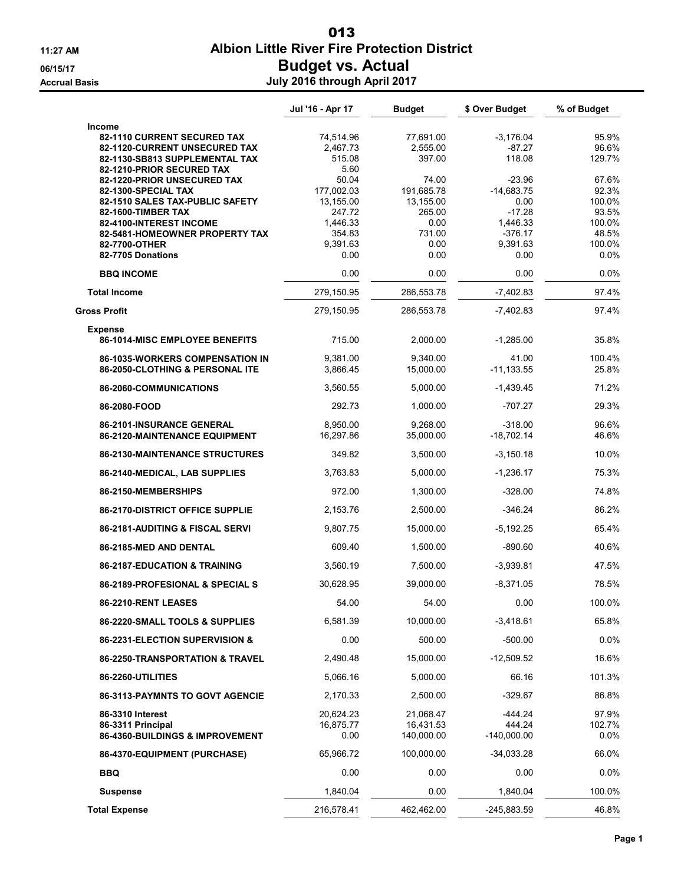# 013

# Albion Little River Fire Protection District

## Budget vs. Actual

### July 2016 through April 2017

11:27 AM
06/15/17
Accrual Basis

| | Jul '16 - Apr 17 | Budget | $ Over Budget | % of Budget |
|---|---|---|---|---|
| **Income** | | | | |
| **82-1110 CURRENT SECURED TAX** | 74,514.96 | 77,691.00 | -3,176.04 | 95.9% |
| **82-1120-CURRENT UNSECURED TAX** | 2,467.73 | 2,555.00 | -87.27 | 96.6% |
| **82-1130-SB813 SUPPLEMENTAL TAX** | 515.08 | 397.00 | 118.08 | 129.7% |
| **82-1210-PRIOR SECURED TAX** | 5.60 | | | |
| **82-1220-PRIOR UNSECURED TAX** | 50.04 | 74.00 | -23.96 | 67.6% |
| **82-1300-SPECIAL TAX** | 177,002.03 | 191,685.78 | -14,683.75 | 92.3% |
| **82-1510 SALES TAX-PUBLIC SAFETY** | 13,155.00 | 13,155.00 | 0.00 | 100.0% |
| **82-1600-TIMBER TAX** | 247.72 | 265.00 | -17.28 | 93.5% |
| **82-4100-INTEREST INCOME** | 1,446.33 | 0.00 | 1,446.33 | 100.0% |
| **82-5481-HOMEOWNER PROPERTY TAX** | 354.83 | 731.00 | -376.17 | 48.5% |
| **82-7700-OTHER** | 9,391.63 | 0.00 | 9,391.63 | 100.0% |
| **82-7705 Donations** | 0.00 | 0.00 | 0.00 | 0.0% |
| **BBQ INCOME** | 0.00 | 0.00 | 0.00 | 0.0% |
| **Total Income** | 279,150.95 | 286,553.78 | -7,402.83 | 97.4% |
| **Gross Profit** | 279,150.95 | 286,553.78 | -7,402.83 | 97.4% |
| **Expense** | | | | |
| **86-1014-MISC EMPLOYEE BENEFITS** | 715.00 | 2,000.00 | -1,285.00 | 35.8% |
| **86-1035-WORKERS COMPENSATION IN** | 9,381.00 | 9,340.00 | 41.00 | 100.4% |
| **86-2050-CLOTHING & PERSONAL ITE** | 3,866.45 | 15,000.00 | -11,133.55 | 25.8% |
| **86-2060-COMMUNICATIONS** | 3,560.55 | 5,000.00 | -1,439.45 | 71.2% |
| **86-2080-FOOD** | 292.73 | 1,000.00 | -707.27 | 29.3% |
| **86-2101-INSURANCE GENERAL** | 8,950.00 | 9,268.00 | -318.00 | 96.6% |
| **86-2120-MAINTENANCE EQUIPMENT** | 16,297.86 | 35,000.00 | -18,702.14 | 46.6% |
| **86-2130-MAINTENANCE STRUCTURES** | 349.82 | 3,500.00 | -3,150.18 | 10.0% |
| **86-2140-MEDICAL, LAB SUPPLIES** | 3,763.83 | 5,000.00 | -1,236.17 | 75.3% |
| **86-2150-MEMBERSHIPS** | 972.00 | 1,300.00 | -328.00 | 74.8% |
| **86-2170-DISTRICT OFFICE SUPPLIE** | 2,153.76 | 2,500.00 | -346.24 | 86.2% |
| **86-2181-AUDITING & FISCAL SERVI** | 9,807.75 | 15,000.00 | -5,192.25 | 65.4% |
| **86-2185-MED AND DENTAL** | 609.40 | 1,500.00 | -890.60 | 40.6% |
| **86-2187-EDUCATION & TRAINING** | 3,560.19 | 7,500.00 | -3,939.81 | 47.5% |
| **86-2189-PROFESIONAL & SPECIAL S** | 30,628.95 | 39,000.00 | -8,371.05 | 78.5% |
| **86-2210-RENT LEASES** | 54.00 | 54.00 | 0.00 | 100.0% |
| **86-2220-SMALL TOOLS & SUPPLIES** | 6,581.39 | 10,000.00 | -3,418.61 | 65.8% |
| **86-2231-ELECTION SUPERVISION &** | 0.00 | 500.00 | -500.00 | 0.0% |
| **86-2250-TRANSPORTATION & TRAVEL** | 2,490.48 | 15,000.00 | -12,509.52 | 16.6% |
| **86-2260-UTILITIES** | 5,066.16 | 5,000.00 | 66.16 | 101.3% |
| **86-3113-PAYMNTS TO GOVT AGENCIE** | 2,170.33 | 2,500.00 | -329.67 | 86.8% |
| **86-3310 Interest** | 20,624.23 | 21,068.47 | -444.24 | 97.9% |
| **86-3311 Principal** | 16,875.77 | 16,431.53 | 444.24 | 102.7% |
| **86-4360-BUILDINGS & IMPROVEMENT** | 0.00 | 140,000.00 | -140,000.00 | 0.0% |
| **86-4370-EQUIPMENT (PURCHASE)** | 65,966.72 | 100,000.00 | -34,033.28 | 66.0% |
| **BBQ** | 0.00 | 0.00 | 0.00 | 0.0% |
| **Suspense** | 1,840.04 | 0.00 | 1,840.04 | 100.0% |
| **Total Expense** | 216,578.41 | 462,462.00 | -245,883.59 | 46.8% |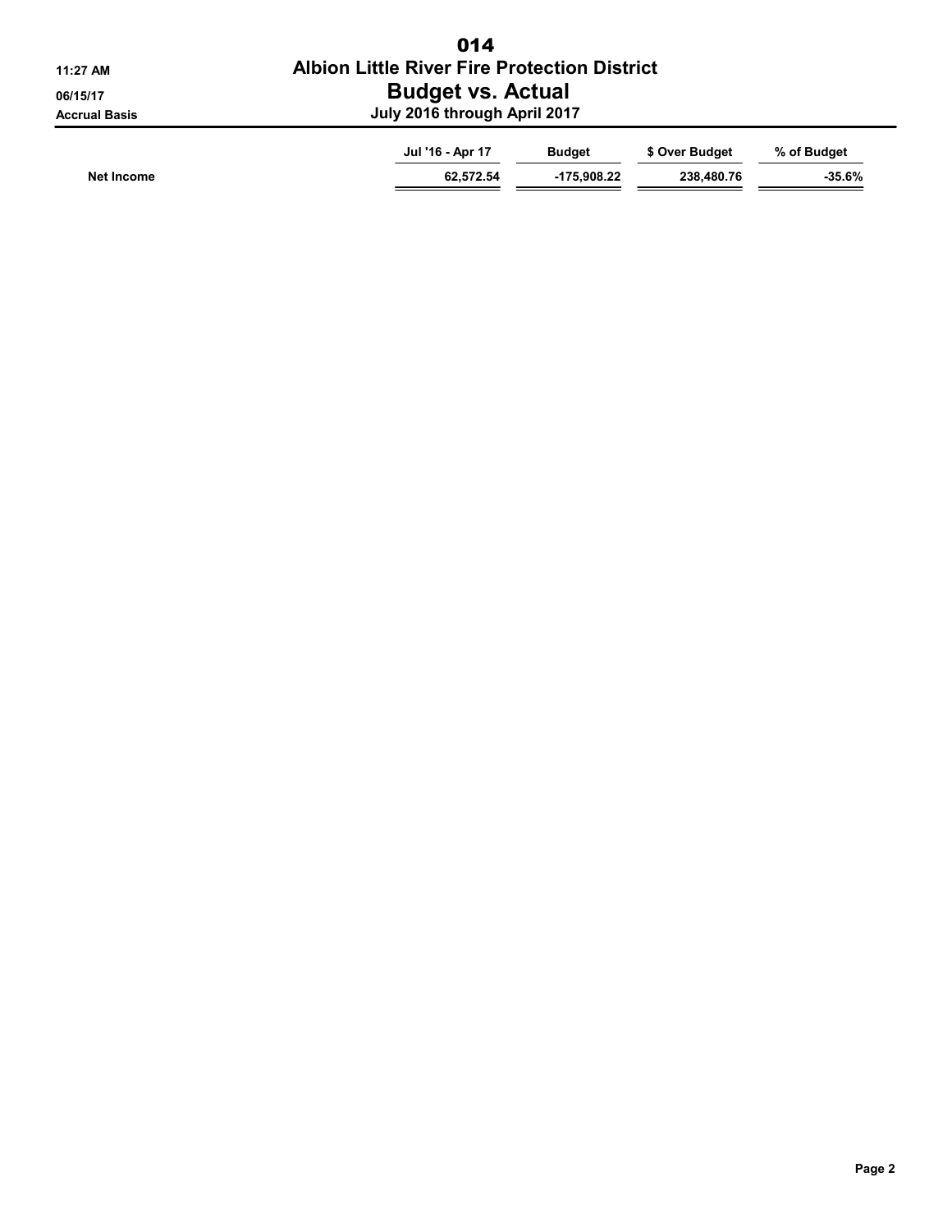# Albion Little River Fire Protection District

## Budget vs. Actual

### July 2016 through April 2017

Accrual Basis

| | Jul '16 - Apr 17 | Budget | $ Over Budget | % of Budget |
|---|---|---|---|---|
| **Net Income** | 62,572.54 | -175,908.22 | 238,480.76 | -35.6% |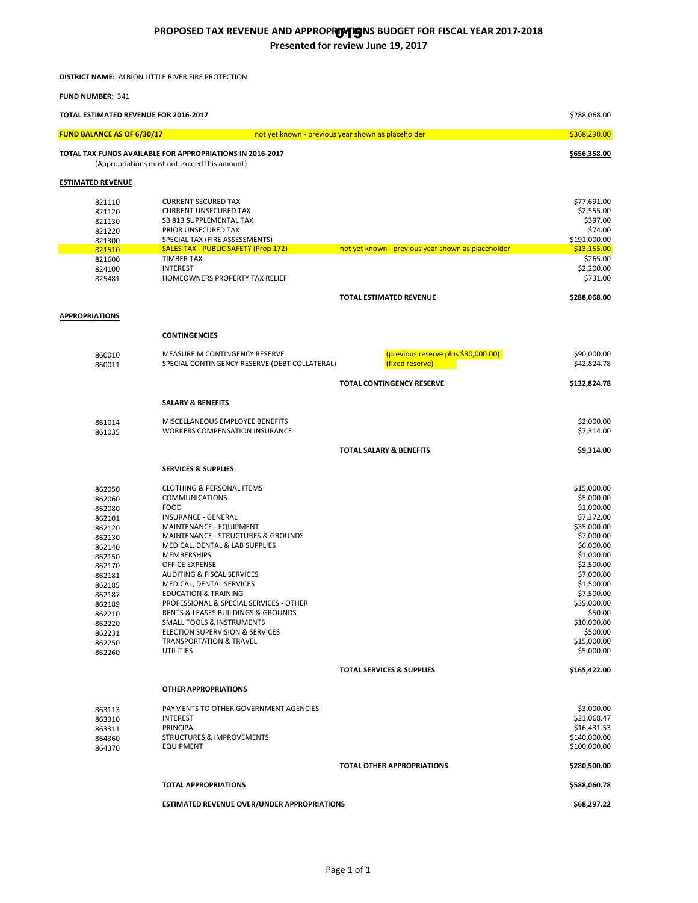# PROPOSED TAX REVENUE AND APPROPRIATIONS BUDGET FOR FISCAL YEAR 2017-2018

**Presented for review June 19, 2017**

**DISTRICT NAME:** ALBION LITTLE RIVER FIRE PROTECTION

**FUND NUMBER:** 341

| | | | |
|---|---|---|---|
| **TOTAL ESTIMATED REVENUE FOR 2016-2017** | | | $288,068.00 |
| **FUND BALANCE AS OF 6/30/17** | | not yet known - previous year shown as placeholder | $368,290.00 |
| **TOTAL TAX FUNDS AVAILABLE FOR APPROPRIATIONS IN 2016-2017** (Appropriations must not exceed this amount) | | | **$656,358.00** |

## ESTIMATED REVENUE

| Code | Description | Note | Amount |
|---|---|---|---|
| 821110 | CURRENT SECURED TAX | | $77,691.00 |
| 821120 | CURRENT UNSECURED TAX | | $2,555.00 |
| 821130 | SB 813 SUPPLEMENTAL TAX | | $397.00 |
| 821220 | PRIOR UNSECURED TAX | | $74.00 |
| 821300 | SPECIAL TAX (FIRE ASSESSMENTS) | | $191,000.00 |
| 821510 | SALES TAX - PUBLIC SAFETY (Prop 172) | not yet known - previous year shown as placeholder | $13,155.00 |
| 821600 | TIMBER TAX | | $265.00 |
| 824100 | INTEREST | | $2,200.00 |
| 825481 | HOMEOWNERS PROPERTY TAX RELIEF | | $731.00 |
| | | **TOTAL ESTIMATED REVENUE** | **$288,068.00** |

## APPROPRIATIONS

### CONTINGENCIES

| Code | Description | Note | Amount |
|---|---|---|---|
| 860010 | MEASURE M CONTINGENCY RESERVE | (previous reserve plus $30,000.00) | $90,000.00 |
| 860011 | SPECIAL CONTINGENCY RESERVE (DEBT COLLATERAL) | (fixed reserve) | $42,824.78 |
| | | **TOTAL CONTINGENCY RESERVE** | **$132,824.78** |

### SALARY & BENEFITS

| Code | Description | Note | Amount |
|---|---|---|---|
| 861014 | MISCELLANEOUS EMPLOYEE BENEFITS | | $2,000.00 |
| 861035 | WORKERS COMPENSATION INSURANCE | | $7,314.00 |
| | | **TOTAL SALARY & BENEFITS** | **$9,314.00** |

### SERVICES & SUPPLIES

| Code | Description | Note | Amount |
|---|---|---|---|
| 862050 | CLOTHING & PERSONAL ITEMS | | $15,000.00 |
| 862060 | COMMUNICATIONS | | $5,000.00 |
| 862080 | FOOD | | $1,000.00 |
| 862101 | INSURANCE - GENERAL | | $7,372.00 |
| 862120 | MAINTENANCE - EQUIPMENT | | $35,000.00 |
| 862130 | MAINTENANCE - STRUCTURES & GROUNDS | | $7,000.00 |
| 862140 | MEDICAL, DENTAL & LAB SUPPLIES | | $6,000.00 |
| 862150 | MEMBERSHIPS | | $1,000.00 |
| 862170 | OFFICE EXPENSE | | $2,500.00 |
| 862181 | AUDITING & FISCAL SERVICES | | $7,000.00 |
| 862185 | MEDICAL, DENTAL SERVICES | | $1,500.00 |
| 862187 | EDUCATION & TRAINING | | $7,500.00 |
| 862189 | PROFESSIONAL & SPECIAL SERVICES - OTHER | | $39,000.00 |
| 862210 | RENTS & LEASES BUILDINGS & GROUNDS | | $50.00 |
| 862220 | SMALL TOOLS & INSTRUMENTS | | $10,000.00 |
| 862231 | ELECTION SUPERVISION & SERVICES | | $500.00 |
| 862250 | TRANSPORTATION & TRAVEL | | $15,000.00 |
| 862260 | UTILITIES | | $5,000.00 |
| | | **TOTAL SERVICES & SUPPLIES** | **$165,422.00** |

### OTHER APPROPRIATIONS

| Code | Description | Note | Amount |
|---|---|---|---|
| 863113 | PAYMENTS TO OTHER GOVERNMENT AGENCIES | | $3,000.00 |
| 863310 | INTEREST | | $21,068.47 |
| 863311 | PRINCIPAL | | $16,431.53 |
| 864360 | STRUCTURES & IMPROVEMENTS | | $140,000.00 |
| 864370 | EQUIPMENT | | $100,000.00 |
| | | **TOTAL OTHER APPROPRIATIONS** | **$280,500.00** |

| | |
|---|---|
| **TOTAL APPROPRIATIONS** | **$588,060.78** |
| **ESTIMATED REVENUE OVER/UNDER APPROPRIATIONS** | **$68,297.22** |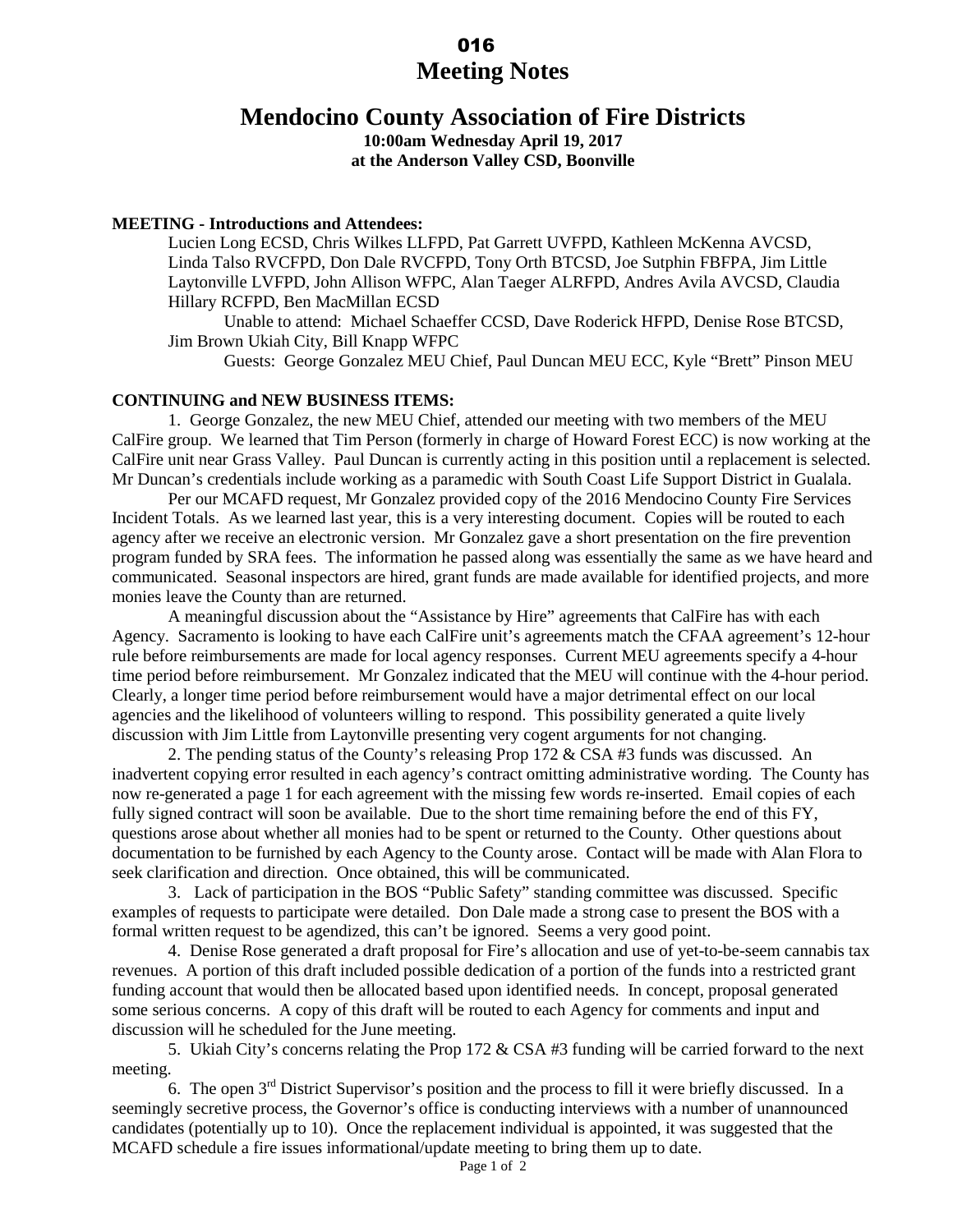016

# Meeting Notes

## Mendocino County Association of Fire Districts

**10:00am Wednesday April 19, 2017**
**at the Anderson Valley CSD, Boonville**

**MEETING - Introductions and Attendees:**

Lucien Long ECSD, Chris Wilkes LLFPD, Pat Garrett UVFPD, Kathleen McKenna AVCSD, Linda Talso RVCFPD, Don Dale RVCFPD, Tony Orth BTCSD, Joe Sutphin FBFPA, Jim Little Laytonville LVFPD, John Allison WFPC, Alan Taeger ALRFPD, Andres Avila AVCSD, Claudia Hillary RCFPD, Ben MacMillan ECSD

Unable to attend: Michael Schaeffer CCSD, Dave Roderick HFPD, Denise Rose BTCSD, Jim Brown Ukiah City, Bill Knapp WFPC

Guests: George Gonzalez MEU Chief, Paul Duncan MEU ECC, Kyle "Brett" Pinson MEU

**CONTINUING and NEW BUSINESS ITEMS:**

1. George Gonzalez, the new MEU Chief, attended our meeting with two members of the MEU CalFire group. We learned that Tim Person (formerly in charge of Howard Forest ECC) is now working at the CalFire unit near Grass Valley. Paul Duncan is currently acting in this position until a replacement is selected. Mr Duncan's credentials include working as a paramedic with South Coast Life Support District in Gualala.

Per our MCAFD request, Mr Gonzalez provided copy of the 2016 Mendocino County Fire Services Incident Totals. As we learned last year, this is a very interesting document. Copies will be routed to each agency after we receive an electronic version. Mr Gonzalez gave a short presentation on the fire prevention program funded by SRA fees. The information he passed along was essentially the same as we have heard and communicated. Seasonal inspectors are hired, grant funds are made available for identified projects, and more monies leave the County than are returned.

A meaningful discussion about the "Assistance by Hire" agreements that CalFire has with each Agency. Sacramento is looking to have each CalFire unit's agreements match the CFAA agreement's 12-hour rule before reimbursements are made for local agency responses. Current MEU agreements specify a 4-hour time period before reimbursement. Mr Gonzalez indicated that the MEU will continue with the 4-hour period. Clearly, a longer time period before reimbursement would have a major detrimental effect on our local agencies and the likelihood of volunteers willing to respond. This possibility generated a quite lively discussion with Jim Little from Laytonville presenting very cogent arguments for not changing.

2. The pending status of the County's releasing Prop 172 & CSA #3 funds was discussed. An inadvertent copying error resulted in each agency's contract omitting administrative wording. The County has now re-generated a page 1 for each agreement with the missing few words re-inserted. Email copies of each fully signed contract will soon be available. Due to the short time remaining before the end of this FY, questions arose about whether all monies had to be spent or returned to the County. Other questions about documentation to be furnished by each Agency to the County arose. Contact will be made with Alan Flora to seek clarification and direction. Once obtained, this will be communicated.

3. Lack of participation in the BOS "Public Safety" standing committee was discussed. Specific examples of requests to participate were detailed. Don Dale made a strong case to present the BOS with a formal written request to be agendized, this can't be ignored. Seems a very good point.

4. Denise Rose generated a draft proposal for Fire's allocation and use of yet-to-be-seem cannabis tax revenues. A portion of this draft included possible dedication of a portion of the funds into a restricted grant funding account that would then be allocated based upon identified needs. In concept, proposal generated some serious concerns. A copy of this draft will be routed to each Agency for comments and input and discussion will he scheduled for the June meeting.

5. Ukiah City's concerns relating the Prop 172 & CSA #3 funding will be carried forward to the next meeting.

6. The open 3rd District Supervisor's position and the process to fill it were briefly discussed. In a seemingly secretive process, the Governor's office is conducting interviews with a number of unannounced candidates (potentially up to 10). Once the replacement individual is appointed, it was suggested that the MCAFD schedule a fire issues informational/update meeting to bring them up to date.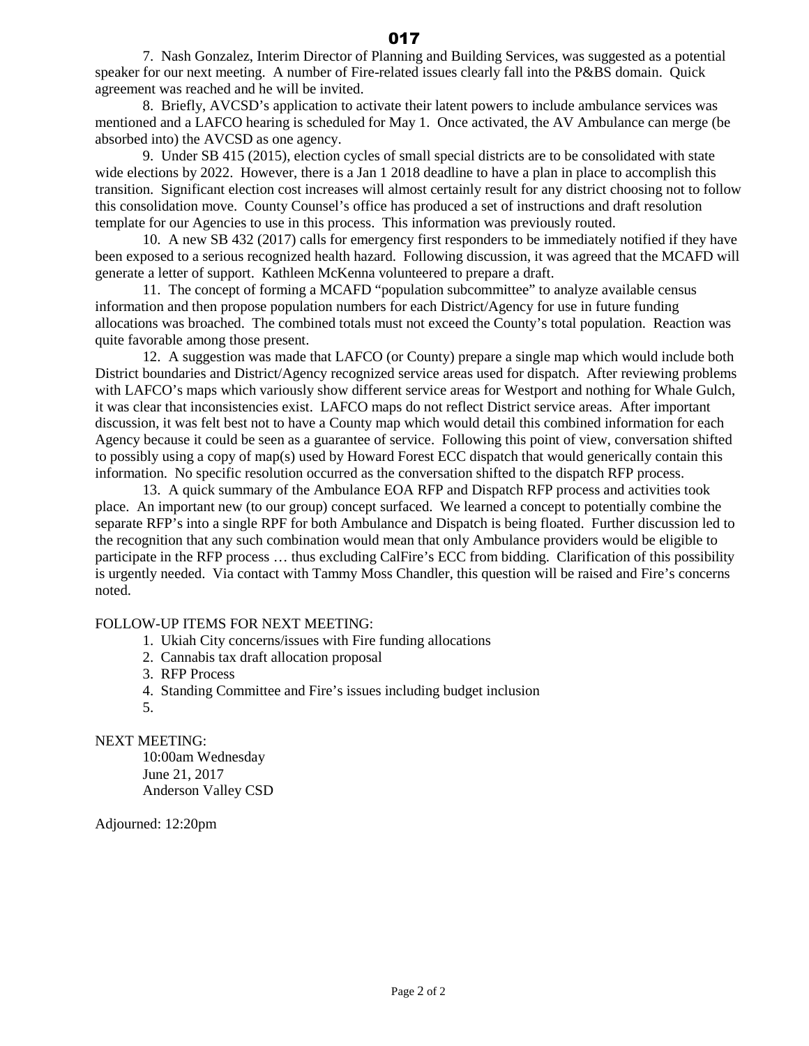7. Nash Gonzalez, Interim Director of Planning and Building Services, was suggested as a potential speaker for our next meeting. A number of Fire-related issues clearly fall into the P&BS domain. Quick agreement was reached and he will be invited.

8. Briefly, AVCSD's application to activate their latent powers to include ambulance services was mentioned and a LAFCO hearing is scheduled for May 1. Once activated, the AV Ambulance can merge (be absorbed into) the AVCSD as one agency.

9. Under SB 415 (2015), election cycles of small special districts are to be consolidated with state wide elections by 2022. However, there is a Jan 1 2018 deadline to have a plan in place to accomplish this transition. Significant election cost increases will almost certainly result for any district choosing not to follow this consolidation move. County Counsel's office has produced a set of instructions and draft resolution template for our Agencies to use in this process. This information was previously routed.

10. A new SB 432 (2017) calls for emergency first responders to be immediately notified if they have been exposed to a serious recognized health hazard. Following discussion, it was agreed that the MCAFD will generate a letter of support. Kathleen McKenna volunteered to prepare a draft.

11. The concept of forming a MCAFD "population subcommittee" to analyze available census information and then propose population numbers for each District/Agency for use in future funding allocations was broached. The combined totals must not exceed the County's total population. Reaction was quite favorable among those present.

12. A suggestion was made that LAFCO (or County) prepare a single map which would include both District boundaries and District/Agency recognized service areas used for dispatch. After reviewing problems with LAFCO's maps which variously show different service areas for Westport and nothing for Whale Gulch, it was clear that inconsistencies exist. LAFCO maps do not reflect District service areas. After important discussion, it was felt best not to have a County map which would detail this combined information for each Agency because it could be seen as a guarantee of service. Following this point of view, conversation shifted to possibly using a copy of map(s) used by Howard Forest ECC dispatch that would generically contain this information. No specific resolution occurred as the conversation shifted to the dispatch RFP process.

13. A quick summary of the Ambulance EOA RFP and Dispatch RFP process and activities took place. An important new (to our group) concept surfaced. We learned a concept to potentially combine the separate RFP's into a single RPF for both Ambulance and Dispatch is being floated. Further discussion led to the recognition that any such combination would mean that only Ambulance providers would be eligible to participate in the RFP process … thus excluding CalFire's ECC from bidding. Clarification of this possibility is urgently needed. Via contact with Tammy Moss Chandler, this question will be raised and Fire's concerns noted.

FOLLOW-UP ITEMS FOR NEXT MEETING:

1. Ukiah City concerns/issues with Fire funding allocations
2. Cannabis tax draft allocation proposal
3. RFP Process
4. Standing Committee and Fire's issues including budget inclusion
5.

NEXT MEETING:

10:00am Wednesday
June 21, 2017
Anderson Valley CSD

Adjourned: 12:20pm